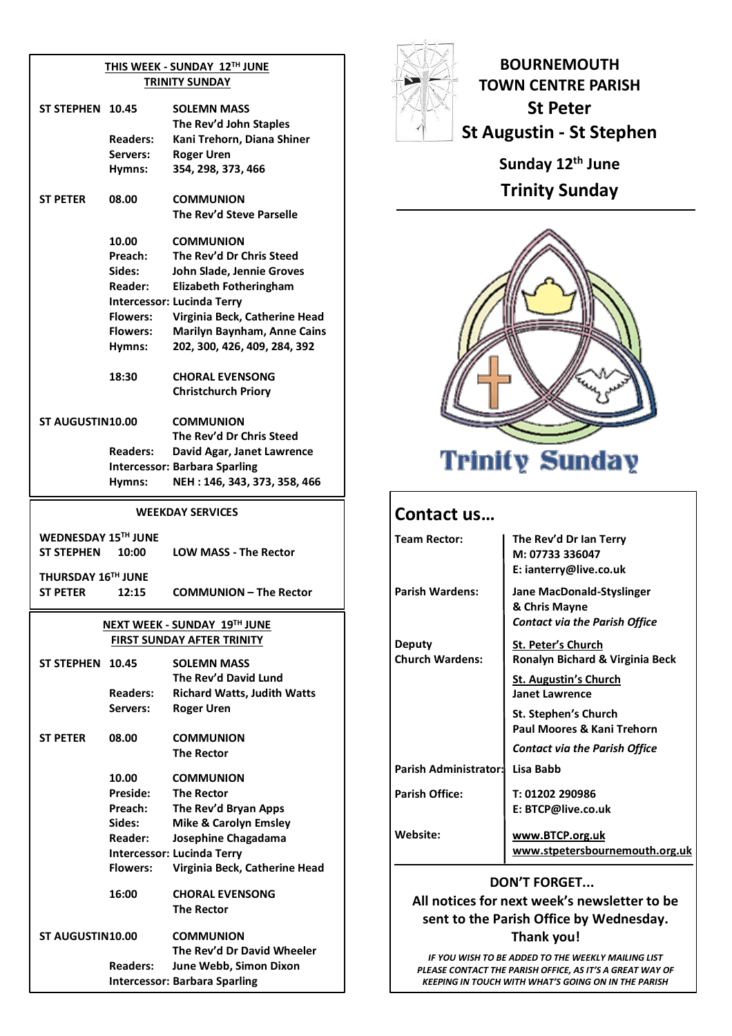## BOURNEMOUTH TOWN CENTRE PARISH
## St Peter
## St Augustin - St Stephen

**Sunday 12th June**

**Trinity Sunday**

Trinity Sunday

### THIS WEEK - SUNDAY 12TH JUNE
### TRINITY SUNDAY

| | | |
|---|---|---|
| **ST STEPHEN** | **10.45** | **SOLEMN MASS** |
| | | **The Rev'd John Staples** |
| | **Readers:** | **Kani Trehorn, Diana Shiner** |
| | **Servers:** | **Roger Uren** |
| | **Hymns:** | **354, 298, 373, 466** |
| **ST PETER** | **08.00** | **COMMUNION** |
| | | **The Rev'd Steve Parselle** |
| | **10.00** | **COMMUNION** |
| | **Preach:** | **The Rev'd Dr Chris Steed** |
| | **Sides:** | **John Slade, Jennie Groves** |
| | **Reader:** | **Elizabeth Fotheringham** |
| | **Intercessor:** | **Lucinda Terry** |
| | **Flowers:** | **Virginia Beck, Catherine Head** |
| | **Flowers:** | **Marilyn Baynham, Anne Cains** |
| | **Hymns:** | **202, 300, 426, 409, 284, 392** |
| | **18:30** | **CHORAL EVENSONG** |
| | | **Christchurch Priory** |
| **ST AUGUSTIN** | **10.00** | **COMMUNION** |
| | | **The Rev'd Dr Chris Steed** |
| | **Readers:** | **David Agar, Janet Lawrence** |
| | **Intercessor:** | **Barbara Sparling** |
| | **Hymns:** | **NEH : 146, 343, 373, 358, 466** |

### WEEKDAY SERVICES

**WEDNESDAY 15TH JUNE**

| | | |
|---|---|---|
| **ST STEPHEN** | **10:00** | **LOW MASS - The Rector** |

**THURSDAY 16TH JUNE**

| | | |
|---|---|---|
| **ST PETER** | **12:15** | **COMMUNION – The Rector** |

### NEXT WEEK - SUNDAY 19TH JUNE
### FIRST SUNDAY AFTER TRINITY

| | | |
|---|---|---|
| **ST STEPHEN** | **10.45** | **SOLEMN MASS** |
| | | **The Rev'd David Lund** |
| | **Readers:** | **Richard Watts, Judith Watts** |
| | **Servers:** | **Roger Uren** |
| **ST PETER** | **08.00** | **COMMUNION** |
| | | **The Rector** |
| | **10.00** | **COMMUNION** |
| | **Preside:** | **The Rector** |
| | **Preach:** | **The Rev'd Bryan Apps** |
| | **Sides:** | **Mike & Carolyn Emsley** |
| | **Reader:** | **Josephine Chagadama** |
| | **Intercessor:** | **Lucinda Terry** |
| | **Flowers:** | **Virginia Beck, Catherine Head** |
| | **16:00** | **CHORAL EVENSONG** |
| | | **The Rector** |
| **ST AUGUSTIN** | **10.00** | **COMMUNION** |
| | | **The Rev'd Dr David Wheeler** |
| | **Readers:** | **June Webb, Simon Dixon** |
| | **Intercessor:** | **Barbara Sparling** |

## Contact us…

| | |
|---|---|
| **Team Rector:** | **The Rev'd Dr Ian Terry**<br>**M: 07733 336047**<br>**E: ianterry@live.co.uk** |
| **Parish Wardens:** | **Jane MacDonald-Styslinger & Chris Mayne**<br>***Contact via the Parish Office*** |
| **Deputy Church Wardens:** | **St. Peter's Church**<br>**Ronalyn Bichard & Virginia Beck**<br>**St. Augustin's Church**<br>**Janet Lawrence**<br>**St. Stephen's Church**<br>**Paul Moores & Kani Trehorn**<br>***Contact via the Parish Office*** |
| **Parish Administrator:** | **Lisa Babb** |
| **Parish Office:** | **T: 01202 290986**<br>**E: BTCP@live.co.uk** |
| **Website:** | **www.BTCP.org.uk**<br>**www.stpetersbournemouth.org.uk** |

**DON'T FORGET...**

**All notices for next week's newsletter to be sent to the Parish Office by Wednesday. Thank you!**

***IF YOU WISH TO BE ADDED TO THE WEEKLY MAILING LIST PLEASE CONTACT THE PARISH OFFICE, AS IT'S A GREAT WAY OF KEEPING IN TOUCH WITH WHAT'S GOING ON IN THE PARISH***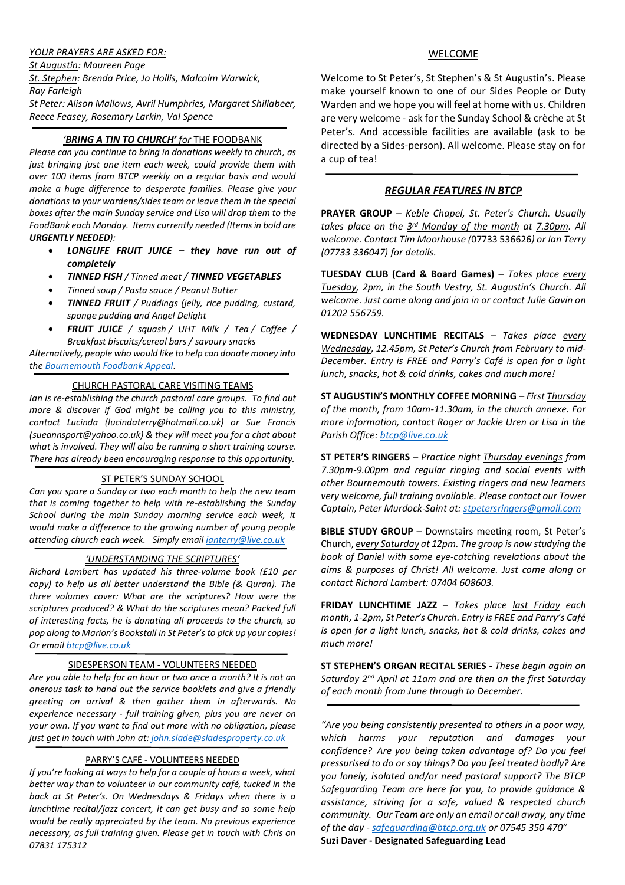*YOUR PRAYERS ARE ASKED FOR:*

*St Augustin: Maureen Page*
*St. Stephen: Brenda Price, Jo Hollis, Malcolm Warwick, Ray Farleigh*
*St Peter: Alison Mallows, Avril Humphries, Margaret Shillabeer, Reece Feasey, Rosemary Larkin, Val Spence*

## *'BRING A TIN TO CHURCH' for* THE FOODBANK

*Please can you continue to bring in donations weekly to church, as just bringing just one item each week, could provide them with over 100 items from BTCP weekly on a regular basis and would make a huge difference to desperate families. Please give your donations to your wardens/sides team or leave them in the special boxes after the main Sunday service and Lisa will drop them to the FoodBank each Monday. Items currently needed (Items in bold are* ***URGENTLY NEEDED****):*

- ***LONGLIFE FRUIT JUICE – they have run out of completely***
- ***TINNED FISH** / Tinned meat / **TINNED VEGETABLES***
- *Tinned soup / Pasta sauce / Peanut Butter*
- ***TINNED FRUIT** / Puddings (jelly, rice pudding, custard, sponge pudding and Angel Delight*
- ***FRUIT JUICE** / squash / UHT Milk / Tea / Coffee / Breakfast biscuits/cereal bars / savoury snacks*

*Alternatively, people who would like to help can donate money into the Bournemouth Foodbank Appeal.*

## CHURCH PASTORAL CARE VISITING TEAMS

*Ian is re-establishing the church pastoral care groups. To find out more & discover if God might be calling you to this ministry, contact Lucinda (lucindaterry@hotmail.co.uk) or Sue Francis (sueannsport@yahoo.co.uk) & they will meet you for a chat about what is involved. They will also be running a short training course. There has already been encouraging response to this opportunity.*

## ST PETER'S SUNDAY SCHOOL

*Can you spare a Sunday or two each month to help the new team that is coming together to help with re-establishing the Sunday School during the main Sunday morning service each week, it would make a difference to the growing number of young people attending church each week. Simply email ianterry@live.co.uk*

## *'UNDERSTANDING THE SCRIPTURES'*

*Richard Lambert has updated his three-volume book (£10 per copy) to help us all better understand the Bible (& Quran). The three volumes cover: What are the scriptures? How were the scriptures produced? & What do the scriptures mean? Packed full of interesting facts, he is donating all proceeds to the church, so pop along to Marion's Bookstall in St Peter's to pick up your copies! Or email btcp@live.co.uk*

## SIDESPERSON TEAM - VOLUNTEERS NEEDED

*Are you able to help for an hour or two once a month? It is not an onerous task to hand out the service booklets and give a friendly greeting on arrival & then gather them in afterwards. No experience necessary - full training given, plus you are never on your own. If you want to find out more with no obligation, please just get in touch with John at: john.slade@sladesproperty.co.uk*

## PARRY'S CAFÉ - VOLUNTEERS NEEDED

*If you're looking at ways to help for a couple of hours a week, what better way than to volunteer in our community café, tucked in the back at St Peter's. On Wednesdays & Fridays when there is a lunchtime recital/jazz concert, it can get busy and so some help would be really appreciated by the team. No previous experience necessary, as full training given. Please get in touch with Chris on 07831 175312*

## WELCOME

Welcome to St Peter's, St Stephen's & St Augustin's. Please make yourself known to one of our Sides People or Duty Warden and we hope you will feel at home with us. Children are very welcome - ask for the Sunday School & crèche at St Peter's. And accessible facilities are available (ask to be directed by a Sides-person). All welcome. Please stay on for a cup of tea!

## *REGULAR FEATURES IN BTCP*

**PRAYER GROUP** – *Keble Chapel, St. Peter's Church. Usually takes place on the 3rd Monday of the month at 7.30pm. All welcome. Contact Tim Moorhouse (07733 536626) or Ian Terry (07733 336047) for details.*

**TUESDAY CLUB (Card & Board Games)** – *Takes place every Tuesday, 2pm, in the South Vestry, St. Augustin's Church. All welcome. Just come along and join in or contact Julie Gavin on 01202 556759.*

**WEDNESDAY LUNCHTIME RECITALS** – *Takes place every Wednesday, 12.45pm, St Peter's Church from February to mid-December. Entry is FREE and Parry's Café is open for a light lunch, snacks, hot & cold drinks, cakes and much more!*

**ST AUGUSTIN'S MONTHLY COFFEE MORNING** – *First Thursday of the month, from 10am-11.30am, in the church annexe. For more information, contact Roger or Jackie Uren or Lisa in the Parish Office: btcp@live.co.uk*

**ST PETER'S RINGERS** – *Practice night Thursday evenings from 7.30pm-9.00pm and regular ringing and social events with other Bournemouth towers. Existing ringers and new learners very welcome, full training available. Please contact our Tower Captain, Peter Murdock-Saint at: stpetersringers@gmail.com*

**BIBLE STUDY GROUP** – Downstairs meeting room, St Peter's Church, *every Saturday at 12pm. The group is now studying the book of Daniel with some eye-catching revelations about the aims & purposes of Christ! All welcome. Just come along or contact Richard Lambert: 07404 608603.*

**FRIDAY LUNCHTIME JAZZ** – *Takes place last Friday each month, 1-2pm, St Peter's Church. Entry is FREE and Parry's Café is open for a light lunch, snacks, hot & cold drinks, cakes and much more!*

**ST STEPHEN'S ORGAN RECITAL SERIES** - *These begin again on Saturday 2nd April at 11am and are then on the first Saturday of each month from June through to December.*

*"Are you being consistently presented to others in a poor way, which harms your reputation and damages your confidence? Are you being taken advantage of? Do you feel pressurised to do or say things? Do you feel treated badly? Are you lonely, isolated and/or need pastoral support? The BTCP Safeguarding Team are here for you, to provide guidance & assistance, striving for a safe, valued & respected church community. Our Team are only an email or call away, any time of the day - safeguarding@btcp.org.uk or 07545 350 470"*

**Suzi Daver - Designated Safeguarding Lead**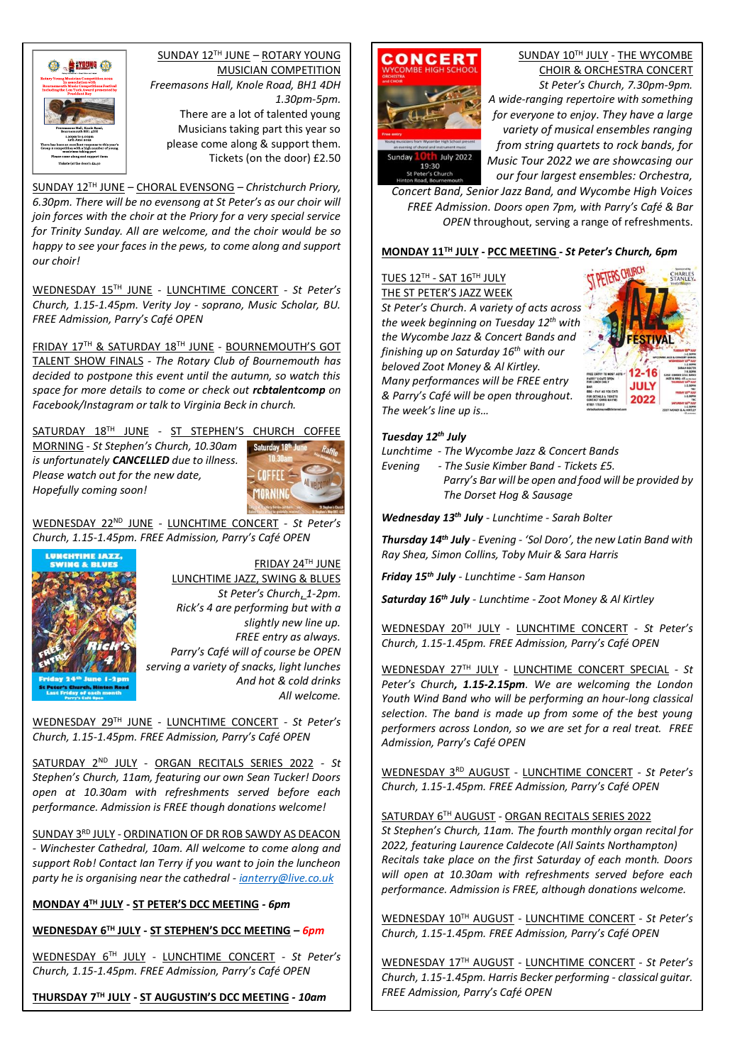SUNDAY 12TH JUNE – ROTARY YOUNG MUSICIAN COMPETITION
*Freemasons Hall, Knole Road, BH1 4DH 1.30pm-5pm.*
There are a lot of talented young Musicians taking part this year so please come along & support them. Tickets (on the door) £2.50

SUNDAY 12TH JUNE – CHORAL EVENSONG – *Christchurch Priory, 6.30pm. There will be no evensong at St Peter's as our choir will join forces with the choir at the Priory for a very special service for Trinity Sunday. All are welcome, and the choir would be so happy to see your faces in the pews, to come along and support our choir!*

WEDNESDAY 15TH JUNE - LUNCHTIME CONCERT - *St Peter's Church, 1.15-1.45pm. Verity Joy - soprano, Music Scholar, BU. FREE Admission, Parry's Café OPEN*

FRIDAY 17TH & SATURDAY 18TH JUNE - BOURNEMOUTH'S GOT TALENT SHOW FINALS - *The Rotary Club of Bournemouth has decided to postpone this event until the autumn, so watch this space for more details to come or check out* ***rcbtalentcomp*** *on Facebook/Instagram or talk to Virginia Beck in church.*

SATURDAY 18TH JUNE - ST STEPHEN'S CHURCH COFFEE MORNING - *St Stephen's Church, 10.30am is unfortunately* ***CANCELLED*** *due to illness. Please watch out for the new date, Hopefully coming soon!*

WEDNESDAY 22ND JUNE - LUNCHTIME CONCERT - *St Peter's Church, 1.15-1.45pm. FREE Admission, Parry's Café OPEN*

FRIDAY 24TH JUNE
LUNCHTIME JAZZ, SWING & BLUES
*St Peter's Church, 1-2pm.*
*Rick's 4 are performing but with a slightly new line up.*
*FREE entry as always.*
*Parry's Café will of course be OPEN serving a variety of snacks, light lunches And hot & cold drinks*
*All welcome.*

WEDNESDAY 29TH JUNE - LUNCHTIME CONCERT - *St Peter's Church, 1.15-1.45pm. FREE Admission, Parry's Café OPEN*

SATURDAY 2ND JULY - ORGAN RECITALS SERIES 2022 - *St Stephen's Church, 11am, featuring our own Sean Tucker! Doors open at 10.30am with refreshments served before each performance. Admission is FREE though donations welcome!*

SUNDAY 3RD JULY - ORDINATION OF DR ROB SAWDY AS DEACON - *Winchester Cathedral, 10am. All welcome to come along and support Rob! Contact Ian Terry if you want to join the luncheon party he is organising near the cathedral - ianterry@live.co.uk*

**MONDAY 4TH JULY - ST PETER'S DCC MEETING** - ***6pm***

**WEDNESDAY 6TH JULY - ST STEPHEN'S DCC MEETING** – ***6pm***

WEDNESDAY 6TH JULY - LUNCHTIME CONCERT - *St Peter's Church, 1.15-1.45pm. FREE Admission, Parry's Café OPEN*

**THURSDAY 7TH JULY - ST AUGUSTIN'S DCC MEETING** - ***10am***

SUNDAY 10TH JULY - THE WYCOMBE CHOIR & ORCHESTRA CONCERT
*St Peter's Church, 7.30pm-9pm. A wide-ranging repertoire with something for everyone to enjoy. They have a large variety of musical ensembles ranging from string quartets to rock bands, for Music Tour 2022 we are showcasing our our four largest ensembles: Orchestra, Concert Band, Senior Jazz Band, and Wycombe High Voices FREE Admission. Doors open 7pm, with Parry's Café & Bar OPEN* throughout, serving a range of refreshments.

**MONDAY 11TH JULY - PCC MEETING** - ***St Peter's Church, 6pm***

TUES 12TH - SAT 16TH JULY
THE ST PETER'S JAZZ WEEK
*St Peter's Church. A variety of acts across the week beginning on Tuesday 12th with the Wycombe Jazz & Concert Bands and finishing up on Saturday 16th with our beloved Zoot Money & Al Kirtley. Many performances will be FREE entry & Parry's Café will be open throughout. The week's line up is…*

***Tuesday 12th July***
*Lunchtime - The Wycombe Jazz & Concert Bands*
*Evening - The Susie Kimber Band - Tickets £5. Parry's Bar will be open and food will be provided by The Dorset Hog & Sausage*

***Wednesday 13th July*** *- Lunchtime - Sarah Bolter*

***Thursday 14th July*** *- Evening - 'Sol Doro', the new Latin Band with Ray Shea, Simon Collins, Toby Muir & Sara Harris*

***Friday 15th July*** *- Lunchtime - Sam Hanson*

***Saturday 16th July*** *- Lunchtime - Zoot Money & Al Kirtley*

WEDNESDAY 20TH JULY - LUNCHTIME CONCERT - *St Peter's Church, 1.15-1.45pm. FREE Admission, Parry's Café OPEN*

WEDNESDAY 27TH JULY - LUNCHTIME CONCERT SPECIAL - *St Peter's Church,* ***1.15-2.15pm****. We are welcoming the London Youth Wind Band who will be performing an hour-long classical selection. The band is made up from some of the best young performers across London, so we are set for a real treat. FREE Admission, Parry's Café OPEN*

WEDNESDAY 3RD AUGUST - LUNCHTIME CONCERT - *St Peter's Church, 1.15-1.45pm. FREE Admission, Parry's Café OPEN*

SATURDAY 6TH AUGUST - ORGAN RECITALS SERIES 2022
*St Stephen's Church, 11am. The fourth monthly organ recital for 2022, featuring Laurence Caldecote (All Saints Northampton) Recitals take place on the first Saturday of each month. Doors will open at 10.30am with refreshments served before each performance. Admission is FREE, although donations welcome.*

WEDNESDAY 10TH AUGUST - LUNCHTIME CONCERT - *St Peter's Church, 1.15-1.45pm. FREE Admission, Parry's Café OPEN*

WEDNESDAY 17TH AUGUST - LUNCHTIME CONCERT - *St Peter's Church, 1.15-1.45pm. Harris Becker performing - classical guitar. FREE Admission, Parry's Café OPEN*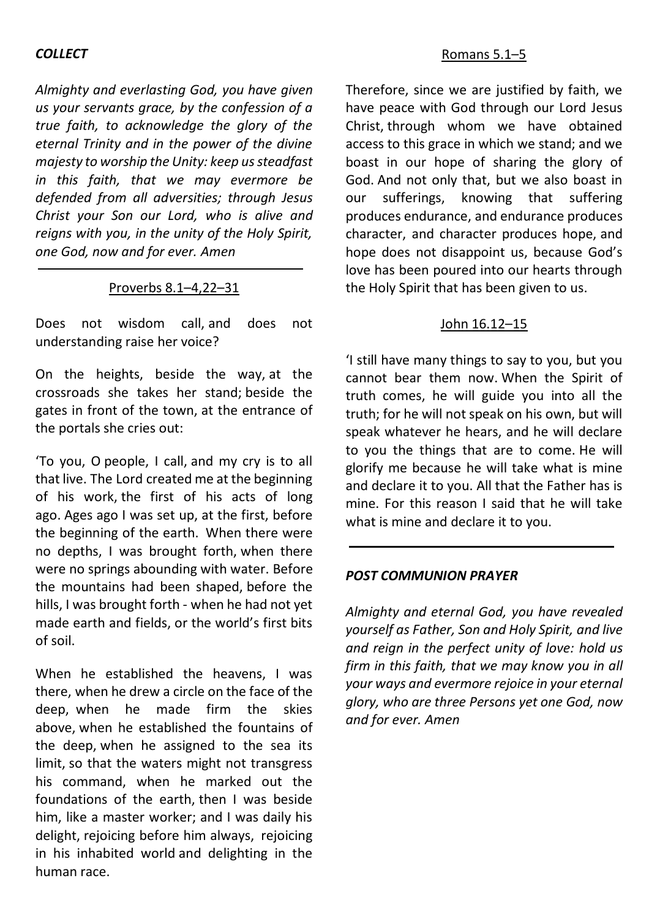***COLLECT***

*Almighty and everlasting God, you have given us your servants grace, by the confession of a true faith, to acknowledge the glory of the eternal Trinity and in the power of the divine majesty to worship the Unity: keep us steadfast in this faith, that we may evermore be defended from all adversities; through Jesus Christ your Son our Lord, who is alive and reigns with you, in the unity of the Holy Spirit, one God, now and for ever. Amen*

---

Proverbs 8.1–4,22–31

Does not wisdom call, and does not understanding raise her voice?

On the heights, beside the way, at the crossroads she takes her stand; beside the gates in front of the town, at the entrance of the portals she cries out:

'To you, O people, I call, and my cry is to all that live. The Lord created me at the beginning of his work, the first of his acts of long ago. Ages ago I was set up, at the first, before the beginning of the earth. When there were no depths, I was brought forth, when there were no springs abounding with water. Before the mountains had been shaped, before the hills, I was brought forth - when he had not yet made earth and fields, or the world's first bits of soil.

When he established the heavens, I was there, when he drew a circle on the face of the deep, when he made firm the skies above, when he established the fountains of the deep, when he assigned to the sea its limit, so that the waters might not transgress his command, when he marked out the foundations of the earth, then I was beside him, like a master worker; and I was daily his delight, rejoicing before him always, rejoicing in his inhabited world and delighting in the human race.

Romans 5.1–5

Therefore, since we are justified by faith, we have peace with God through our Lord Jesus Christ, through whom we have obtained access to this grace in which we stand; and we boast in our hope of sharing the glory of God. And not only that, but we also boast in our sufferings, knowing that suffering produces endurance, and endurance produces character, and character produces hope, and hope does not disappoint us, because God's love has been poured into our hearts through the Holy Spirit that has been given to us.

John 16.12–15

'I still have many things to say to you, but you cannot bear them now. When the Spirit of truth comes, he will guide you into all the truth; for he will not speak on his own, but will speak whatever he hears, and he will declare to you the things that are to come. He will glorify me because he will take what is mine and declare it to you. All that the Father has is mine. For this reason I said that he will take what is mine and declare it to you.

---

***POST COMMUNION PRAYER***

*Almighty and eternal God, you have revealed yourself as Father, Son and Holy Spirit, and live and reign in the perfect unity of love: hold us firm in this faith, that we may know you in all your ways and evermore rejoice in your eternal glory, who are three Persons yet one God, now and for ever. Amen*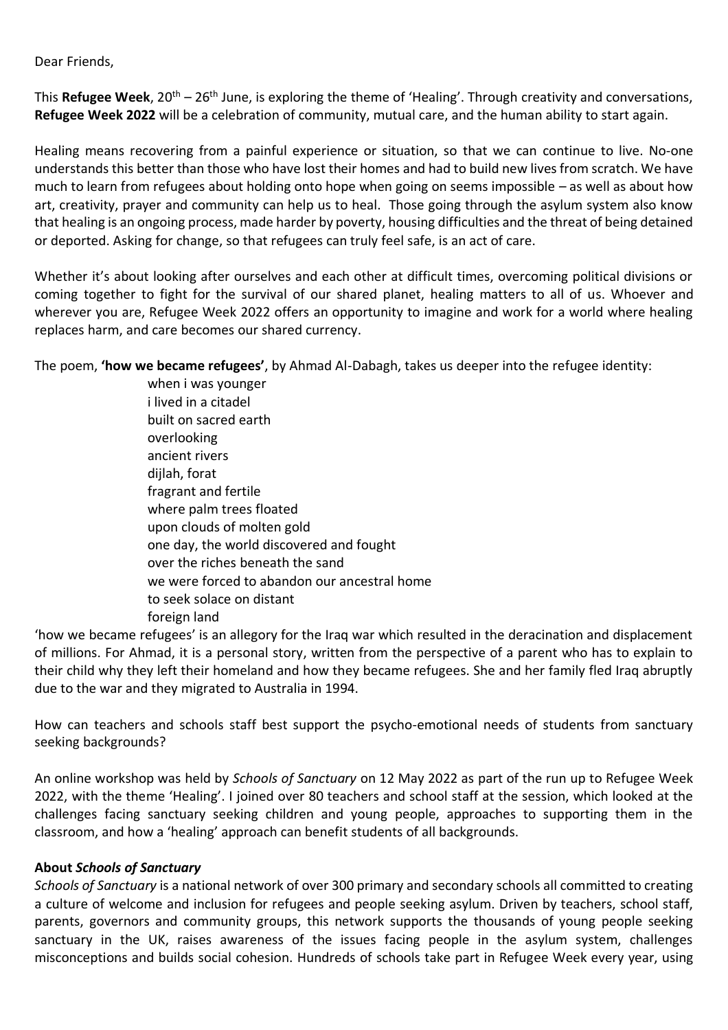Dear Friends,

This **Refugee Week**, 20th – 26th June, is exploring the theme of 'Healing'. Through creativity and conversations, **Refugee Week 2022** will be a celebration of community, mutual care, and the human ability to start again.

Healing means recovering from a painful experience or situation, so that we can continue to live. No-one understands this better than those who have lost their homes and had to build new lives from scratch. We have much to learn from refugees about holding onto hope when going on seems impossible – as well as about how art, creativity, prayer and community can help us to heal. Those going through the asylum system also know that healing is an ongoing process, made harder by poverty, housing difficulties and the threat of being detained or deported. Asking for change, so that refugees can truly feel safe, is an act of care.

Whether it's about looking after ourselves and each other at difficult times, overcoming political divisions or coming together to fight for the survival of our shared planet, healing matters to all of us. Whoever and wherever you are, Refugee Week 2022 offers an opportunity to imagine and work for a world where healing replaces harm, and care becomes our shared currency.

The poem, **'how we became refugees'**, by Ahmad Al-Dabagh, takes us deeper into the refugee identity:

> when i was younger
> i lived in a citadel
> built on sacred earth
> overlooking
> ancient rivers
> dijlah, forat
> fragrant and fertile
> where palm trees floated
> upon clouds of molten gold
> one day, the world discovered and fought
> over the riches beneath the sand
> we were forced to abandon our ancestral home
> to seek solace on distant
> foreign land

'how we became refugees' is an allegory for the Iraq war which resulted in the deracination and displacement of millions. For Ahmad, it is a personal story, written from the perspective of a parent who has to explain to their child why they left their homeland and how they became refugees. She and her family fled Iraq abruptly due to the war and they migrated to Australia in 1994.

How can teachers and schools staff best support the psycho-emotional needs of students from sanctuary seeking backgrounds?

An online workshop was held by *Schools of Sanctuary* on 12 May 2022 as part of the run up to Refugee Week 2022, with the theme 'Healing'. I joined over 80 teachers and school staff at the session, which looked at the challenges facing sanctuary seeking children and young people, approaches to supporting them in the classroom, and how a 'healing' approach can benefit students of all backgrounds.

**About *Schools of Sanctuary***

*Schools of Sanctuary* is a national network of over 300 primary and secondary schools all committed to creating a culture of welcome and inclusion for refugees and people seeking asylum. Driven by teachers, school staff, parents, governors and community groups, this network supports the thousands of young people seeking sanctuary in the UK, raises awareness of the issues facing people in the asylum system, challenges misconceptions and builds social cohesion. Hundreds of schools take part in Refugee Week every year, using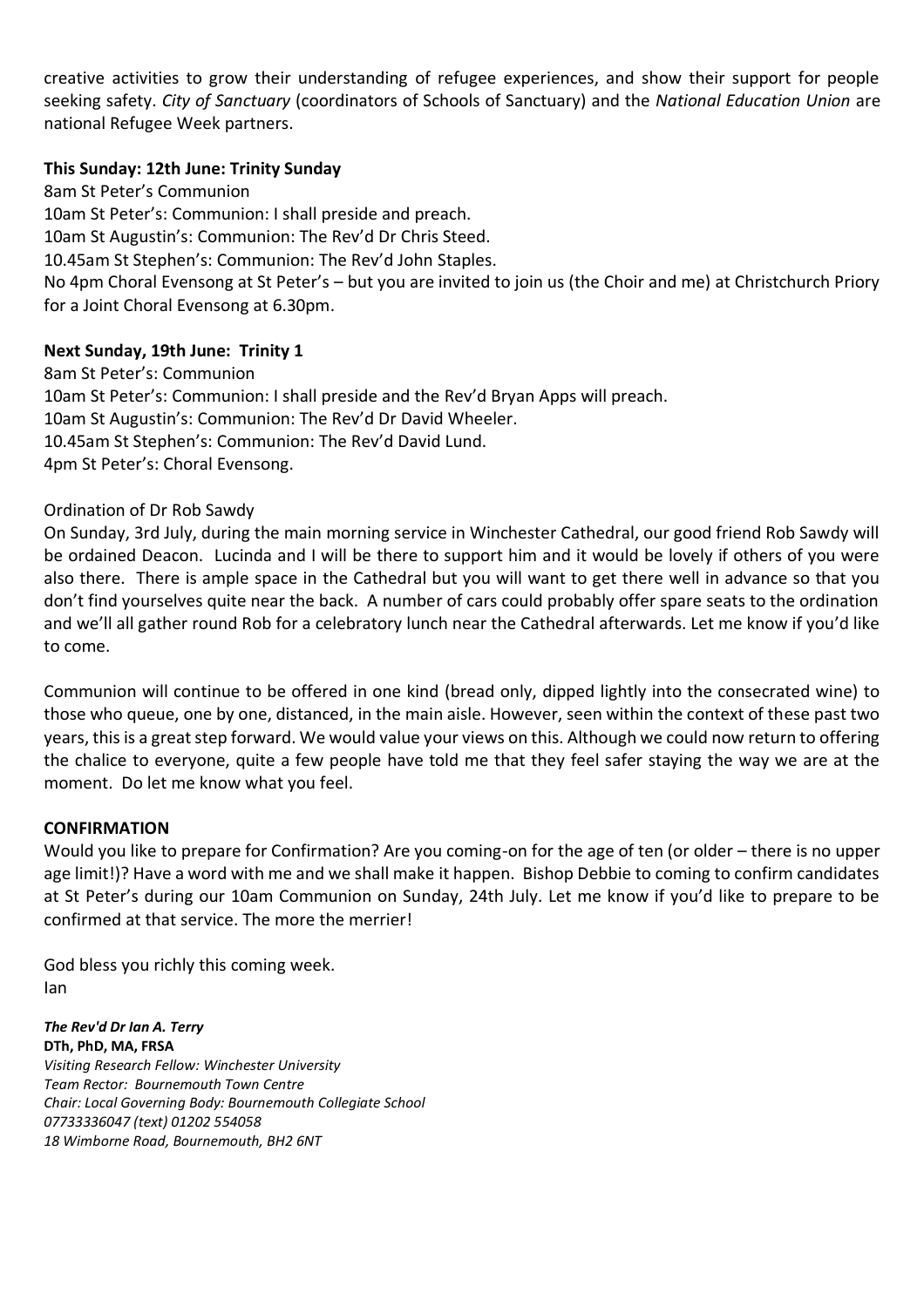creative activities to grow their understanding of refugee experiences, and show their support for people seeking safety. *City of Sanctuary* (coordinators of Schools of Sanctuary) and the *National Education Union* are national Refugee Week partners.

**This Sunday: 12th June: Trinity Sunday**

8am St Peter's Communion
10am St Peter's: Communion: I shall preside and preach.
10am St Augustin's: Communion: The Rev'd Dr Chris Steed.
10.45am St Stephen's: Communion: The Rev'd John Staples.
No 4pm Choral Evensong at St Peter's – but you are invited to join us (the Choir and me) at Christchurch Priory for a Joint Choral Evensong at 6.30pm.

**Next Sunday, 19th June: Trinity 1**

8am St Peter's: Communion
10am St Peter's: Communion: I shall preside and the Rev'd Bryan Apps will preach.
10am St Augustin's: Communion: The Rev'd Dr David Wheeler.
10.45am St Stephen's: Communion: The Rev'd David Lund.
4pm St Peter's: Choral Evensong.

Ordination of Dr Rob Sawdy

On Sunday, 3rd July, during the main morning service in Winchester Cathedral, our good friend Rob Sawdy will be ordained Deacon. Lucinda and I will be there to support him and it would be lovely if others of you were also there. There is ample space in the Cathedral but you will want to get there well in advance so that you don't find yourselves quite near the back. A number of cars could probably offer spare seats to the ordination and we'll all gather round Rob for a celebratory lunch near the Cathedral afterwards. Let me know if you'd like to come.

Communion will continue to be offered in one kind (bread only, dipped lightly into the consecrated wine) to those who queue, one by one, distanced, in the main aisle. However, seen within the context of these past two years, this is a great step forward. We would value your views on this. Although we could now return to offering the chalice to everyone, quite a few people have told me that they feel safer staying the way we are at the moment. Do let me know what you feel.

**CONFIRMATION**

Would you like to prepare for Confirmation? Are you coming-on for the age of ten (or older – there is no upper age limit!)? Have a word with me and we shall make it happen. Bishop Debbie to coming to confirm candidates at St Peter's during our 10am Communion on Sunday, 24th July. Let me know if you'd like to prepare to be confirmed at that service. The more the merrier!

God bless you richly this coming week.
Ian

***The Rev'd Dr Ian A. Terry***
**DTh, PhD, MA, FRSA**
*Visiting Research Fellow: Winchester University*
*Team Rector: Bournemouth Town Centre*
*Chair: Local Governing Body: Bournemouth Collegiate School*
*07733336047 (text) 01202 554058*
*18 Wimborne Road, Bournemouth, BH2 6NT*